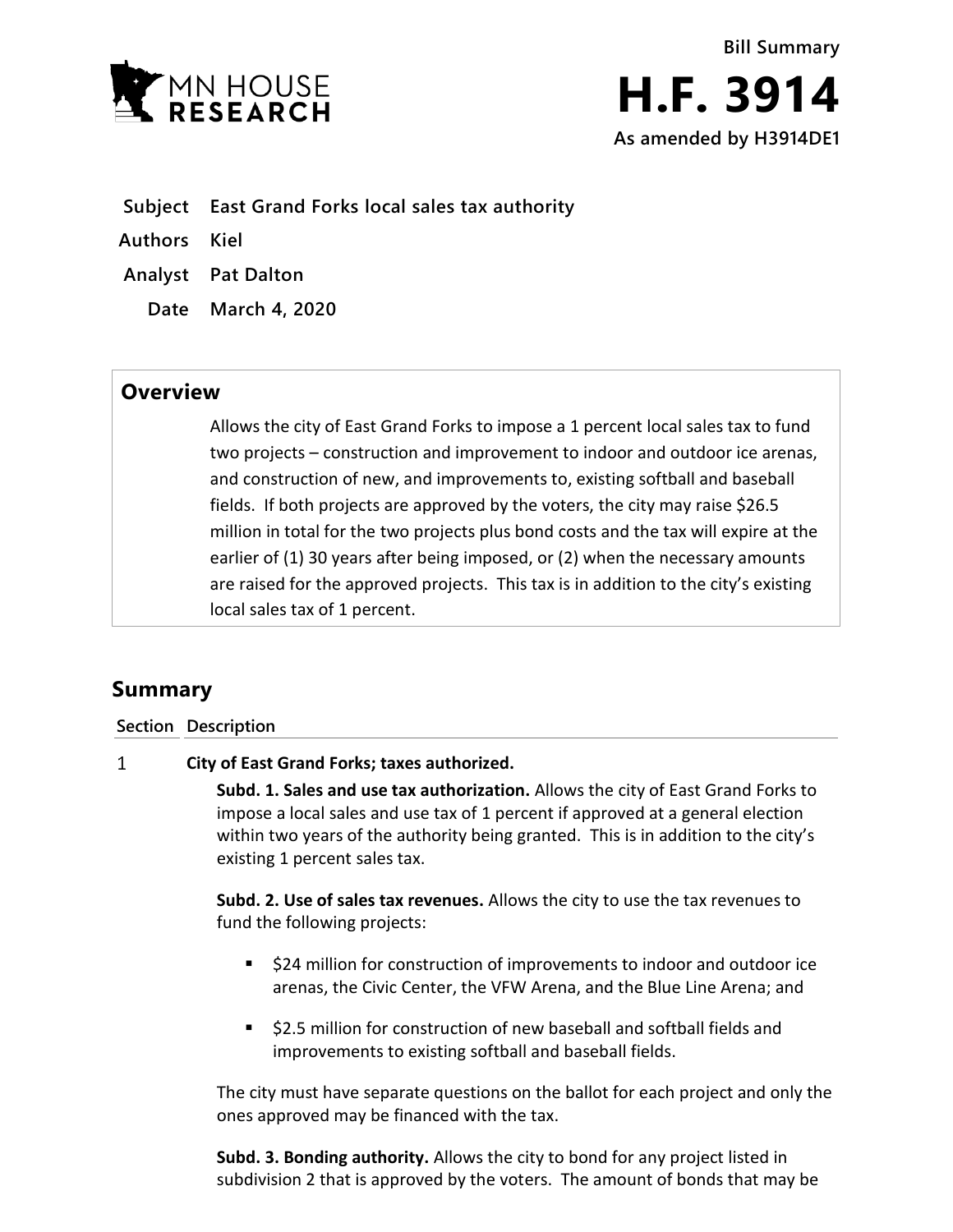MN HOUSE RESEARCH

**Bill Summary**

# H.F. 3914

**As amended by H3914DE1**

| | |
|---|---|
| **Subject** | **East Grand Forks local sales tax authority** |
| **Authors** | **Kiel** |
| **Analyst** | **Pat Dalton** |
| **Date** | **March 4, 2020** |

## Overview

Allows the city of East Grand Forks to impose a 1 percent local sales tax to fund two projects – construction and improvement to indoor and outdoor ice arenas, and construction of new, and improvements to, existing softball and baseball fields. If both projects are approved by the voters, the city may raise $26.5 million in total for the two projects plus bond costs and the tax will expire at the earlier of (1) 30 years after being imposed, or (2) when the necessary amounts are raised for the approved projects. This tax is in addition to the city's existing local sales tax of 1 percent.

## Summary

| Section | Description |
|---|---|

**1 City of East Grand Forks; taxes authorized.**

**Subd. 1. Sales and use tax authorization.** Allows the city of East Grand Forks to impose a local sales and use tax of 1 percent if approved at a general election within two years of the authority being granted. This is in addition to the city's existing 1 percent sales tax.

**Subd. 2. Use of sales tax revenues.** Allows the city to use the tax revenues to fund the following projects:

- $24 million for construction of improvements to indoor and outdoor ice arenas, the Civic Center, the VFW Arena, and the Blue Line Arena; and
- $2.5 million for construction of new baseball and softball fields and improvements to existing softball and baseball fields.

The city must have separate questions on the ballot for each project and only the ones approved may be financed with the tax.

**Subd. 3. Bonding authority.** Allows the city to bond for any project listed in subdivision 2 that is approved by the voters. The amount of bonds that may be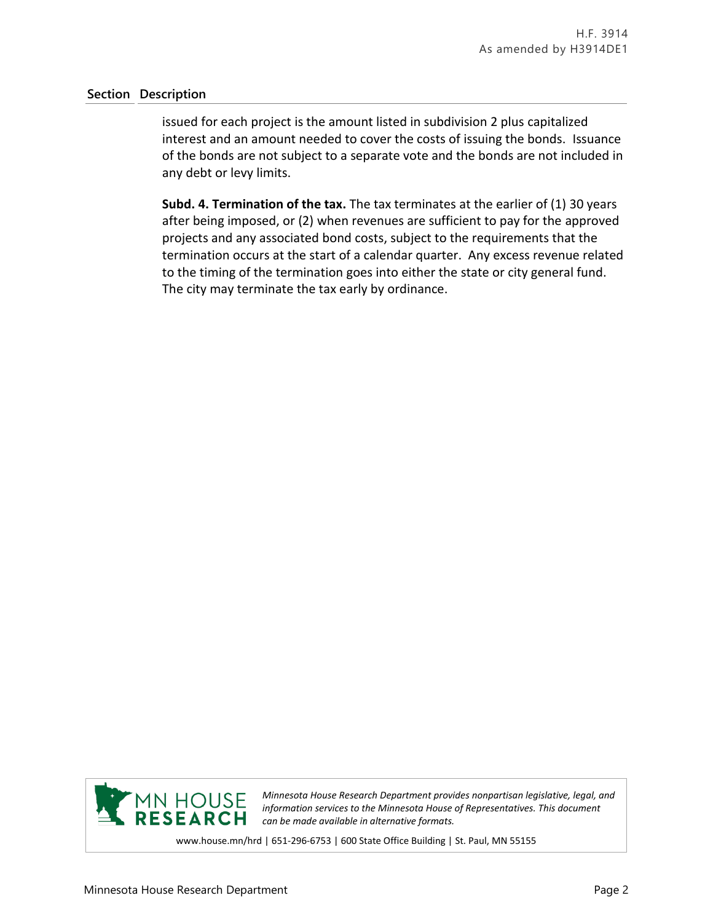| Section | Description |
|---|---|
| | issued for each project is the amount listed in subdivision 2 plus capitalized interest and an amount needed to cover the costs of issuing the bonds. Issuance of the bonds are not subject to a separate vote and the bonds are not included in any debt or levy limits.<br><br>**Subd. 4. Termination of the tax.** The tax terminates at the earlier of (1) 30 years after being imposed, or (2) when revenues are sufficient to pay for the approved projects and any associated bond costs, subject to the requirements that the termination occurs at the start of a calendar quarter. Any excess revenue related to the timing of the termination goes into either the state or city general fund. The city may terminate the tax early by ordinance. |

MN HOUSE RESEARCH

*Minnesota House Research Department provides nonpartisan legislative, legal, and information services to the Minnesota House of Representatives. This document can be made available in alternative formats.*

www.house.mn/hrd | 651-296-6753 | 600 State Office Building | St. Paul, MN 55155